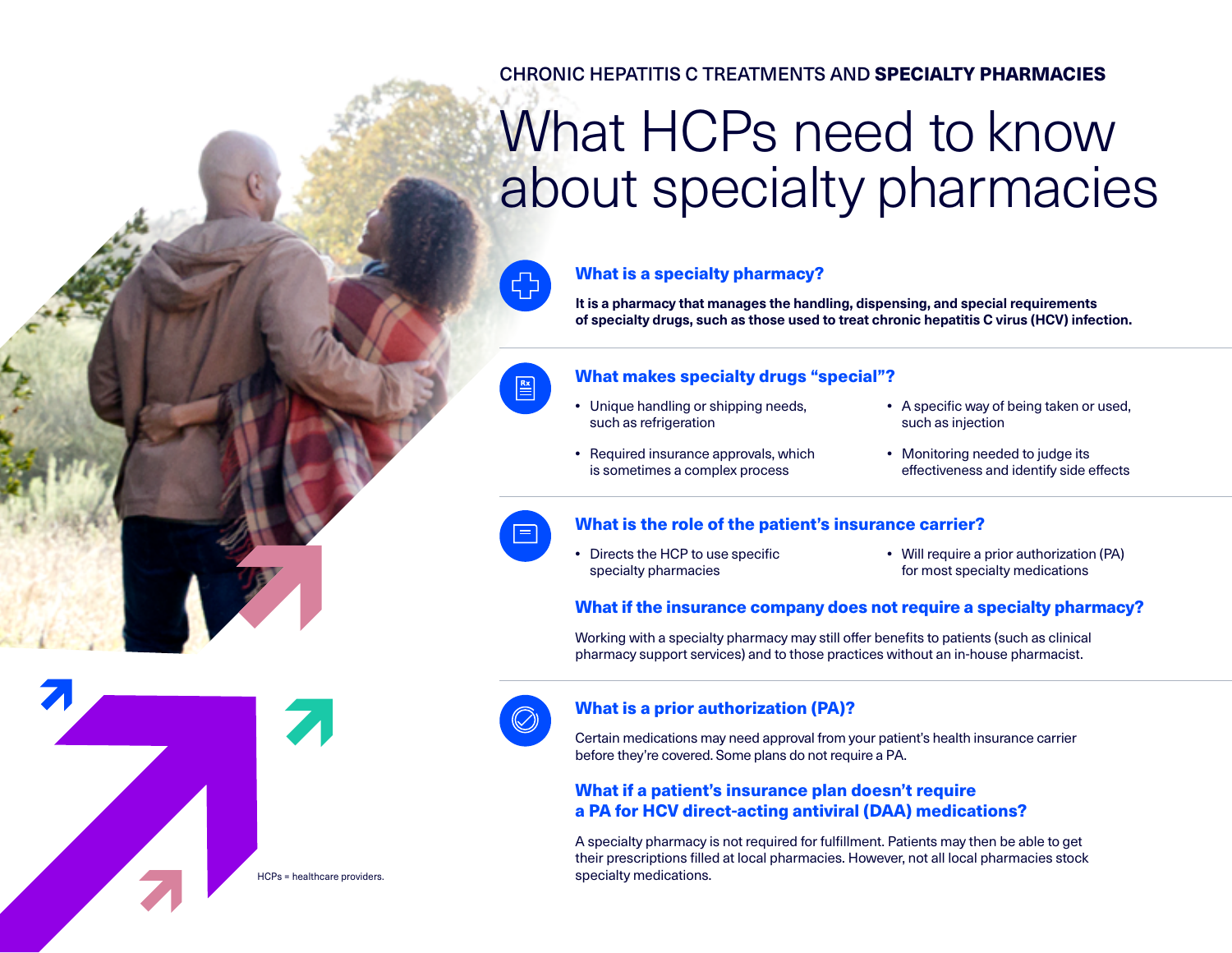CHRONIC HEPATITIS C TREATMENTS AND **SPECIALTY PHARMACIES**

# What HCPs need to know about specialty pharmacies

## What is a specialty pharmacy?

**It is a pharmacy that manages the handling, dispensing, and special requirements of specialty drugs, such as those used to treat chronic hepatitis C virus (HCV) infection.**

## What makes specialty drugs "special"?

- Unique handling or shipping needs, such as refrigeration
- Required insurance approvals, which is sometimes a complex process
- A specific way of being taken or used, such as injection
- Monitoring needed to judge its effectiveness and identify side effects

## What is the role of the patient's insurance carrier?

- Directs the HCP to use specific specialty pharmacies
- Will require a prior authorization (PA) for most specialty medications

## What if the insurance company does not require a specialty pharmacy?

Working with a specialty pharmacy may still offer benefits to patients (such as clinical pharmacy support services) and to those practices without an in-house pharmacist.

## What is a prior authorization (PA)?

Certain medications may need approval from your patient's health insurance carrier before they're covered. Some plans do not require a PA.

## What if a patient's insurance plan doesn't require a PA for HCV direct-acting antiviral (DAA) medications?

A specialty pharmacy is not required for fulfillment. Patients may then be able to get their prescriptions filled at local pharmacies. However, not all local pharmacies stock specialty medications.

HCPs = healthcare providers.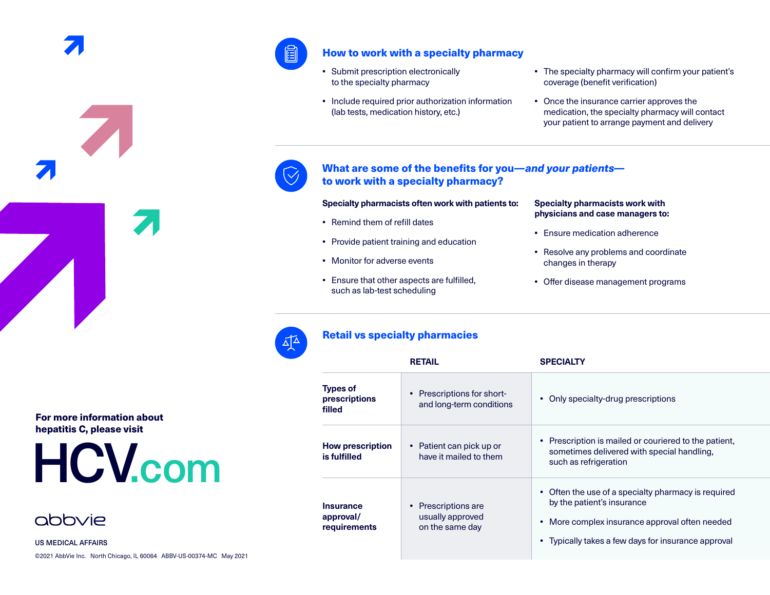## How to work with a specialty pharmacy

- Submit prescription electronically to the specialty pharmacy
- Include required prior authorization information (lab tests, medication history, etc.)
- The specialty pharmacy will confirm your patient's coverage (benefit verification)
- Once the insurance carrier approves the medication, the specialty pharmacy will contact your patient to arrange payment and delivery

## What are some of the benefits for you—*and your patients*—to work with a specialty pharmacy?

**Specialty pharmacists often work with patients to:**

- Remind them of refill dates
- Provide patient training and education
- Monitor for adverse events
- Ensure that other aspects are fulfilled, such as lab-test scheduling

**Specialty pharmacists work with physicians and case managers to:**

- Ensure medication adherence
- Resolve any problems and coordinate changes in therapy
- Offer disease management programs

## Retail vs specialty pharmacies

| | RETAIL | SPECIALTY |
|---|---|---|
| **Types of prescriptions filled** | • Prescriptions for short- and long-term conditions | • Only specialty-drug prescriptions |
| **How prescription is fulfilled** | • Patient can pick up or have it mailed to them | • Prescription is mailed or couriered to the patient, sometimes delivered with special handling, such as refrigeration |
| **Insurance approval/ requirements** | • Prescriptions are usually approved on the same day | • Often the use of a specialty pharmacy is required by the patient's insurance<br>• More complex insurance approval often needed<br>• Typically takes a few days for insurance approval |

**For more information about hepatitis C, please visit**

# HCV.com

abbvie

US MEDICAL AFFAIRS

©2021 AbbVie Inc. North Chicago, IL 60064 ABBV-US-00374-MC May 2021